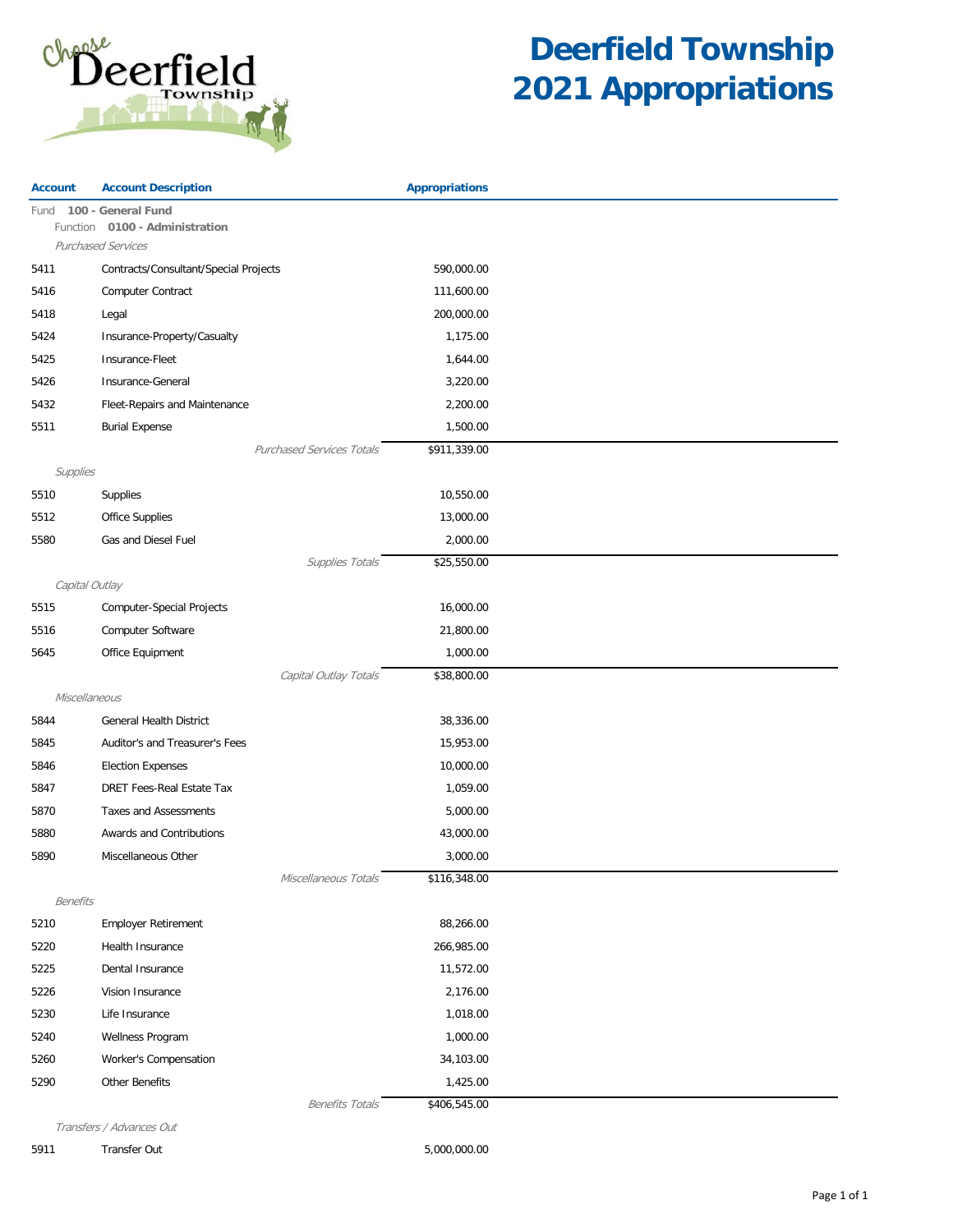# Deerfield Township 2021 Appropriations

| Account | Account Description | Appropriations |
|---|---|---|
| Fund **100 - General Fund** | | |
| Function **0100 - Administration** | | |
| *Purchased Services* | | |
| 5411 | Contracts/Consultant/Special Projects | 590,000.00 |
| 5416 | Computer Contract | 111,600.00 |
| 5418 | Legal | 200,000.00 |
| 5424 | Insurance-Property/Casualty | 1,175.00 |
| 5425 | Insurance-Fleet | 1,644.00 |
| 5426 | Insurance-General | 3,220.00 |
| 5432 | Fleet-Repairs and Maintenance | 2,200.00 |
| 5511 | Burial Expense | 1,500.00 |
| | *Purchased Services Totals* | $911,339.00 |
| *Supplies* | | |
| 5510 | Supplies | 10,550.00 |
| 5512 | Office Supplies | 13,000.00 |
| 5580 | Gas and Diesel Fuel | 2,000.00 |
| | *Supplies Totals* | $25,550.00 |
| *Capital Outlay* | | |
| 5515 | Computer-Special Projects | 16,000.00 |
| 5516 | Computer Software | 21,800.00 |
| 5645 | Office Equipment | 1,000.00 |
| | *Capital Outlay Totals* | $38,800.00 |
| *Miscellaneous* | | |
| 5844 | General Health District | 38,336.00 |
| 5845 | Auditor's and Treasurer's Fees | 15,953.00 |
| 5846 | Election Expenses | 10,000.00 |
| 5847 | DRET Fees-Real Estate Tax | 1,059.00 |
| 5870 | Taxes and Assessments | 5,000.00 |
| 5880 | Awards and Contributions | 43,000.00 |
| 5890 | Miscellaneous Other | 3,000.00 |
| | *Miscellaneous Totals* | $116,348.00 |
| *Benefits* | | |
| 5210 | Employer Retirement | 88,266.00 |
| 5220 | Health Insurance | 266,985.00 |
| 5225 | Dental Insurance | 11,572.00 |
| 5226 | Vision Insurance | 2,176.00 |
| 5230 | Life Insurance | 1,018.00 |
| 5240 | Wellness Program | 1,000.00 |
| 5260 | Worker's Compensation | 34,103.00 |
| 5290 | Other Benefits | 1,425.00 |
| | *Benefits Totals* | $406,545.00 |
| *Transfers / Advances Out* | | |
| 5911 | Transfer Out | 5,000,000.00 |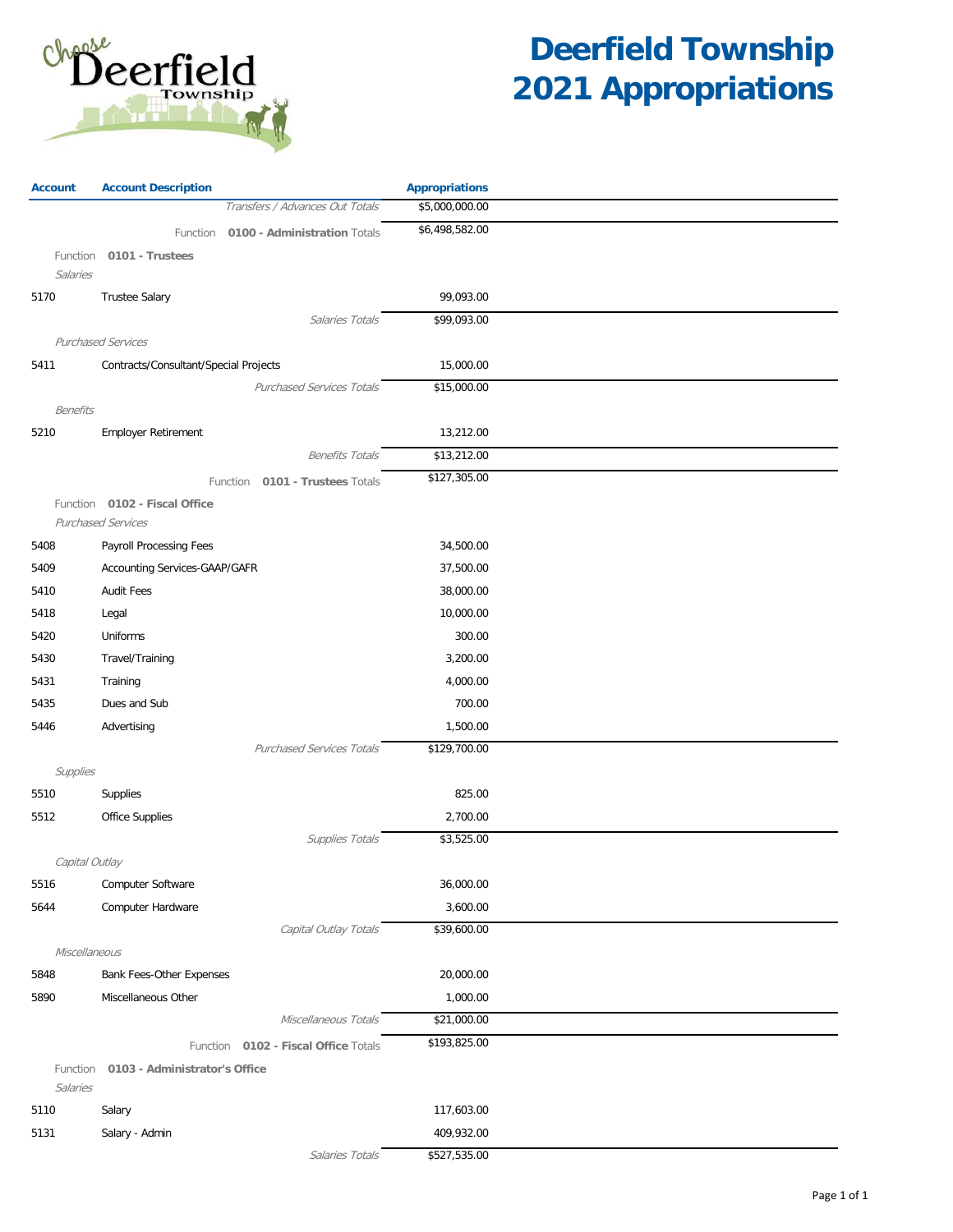# Deerfield Township
# 2021 Appropriations

| Account | Account Description | Appropriations |
|---|---|---|
| | *Transfers / Advances Out Totals* | $5,000,000.00 |
| | Function **0100 - Administration** Totals | $6,498,582.00 |
| | Function **0101 - Trustees** | |
| | *Salaries* | |
| 5170 | Trustee Salary | 99,093.00 |
| | *Salaries Totals* | $99,093.00 |
| | *Purchased Services* | |
| 5411 | Contracts/Consultant/Special Projects | 15,000.00 |
| | *Purchased Services Totals* | $15,000.00 |
| | *Benefits* | |
| 5210 | Employer Retirement | 13,212.00 |
| | *Benefits Totals* | $13,212.00 |
| | Function **0101 - Trustees** Totals | $127,305.00 |
| | Function **0102 - Fiscal Office** | |
| | *Purchased Services* | |
| 5408 | Payroll Processing Fees | 34,500.00 |
| 5409 | Accounting Services-GAAP/GAFR | 37,500.00 |
| 5410 | Audit Fees | 38,000.00 |
| 5418 | Legal | 10,000.00 |
| 5420 | Uniforms | 300.00 |
| 5430 | Travel/Training | 3,200.00 |
| 5431 | Training | 4,000.00 |
| 5435 | Dues and Sub | 700.00 |
| 5446 | Advertising | 1,500.00 |
| | *Purchased Services Totals* | $129,700.00 |
| | *Supplies* | |
| 5510 | Supplies | 825.00 |
| 5512 | Office Supplies | 2,700.00 |
| | *Supplies Totals* | $3,525.00 |
| | *Capital Outlay* | |
| 5516 | Computer Software | 36,000.00 |
| 5644 | Computer Hardware | 3,600.00 |
| | *Capital Outlay Totals* | $39,600.00 |
| | *Miscellaneous* | |
| 5848 | Bank Fees-Other Expenses | 20,000.00 |
| 5890 | Miscellaneous Other | 1,000.00 |
| | *Miscellaneous Totals* | $21,000.00 |
| | Function **0102 - Fiscal Office** Totals | $193,825.00 |
| | Function **0103 - Administrator's Office** | |
| | *Salaries* | |
| 5110 | Salary | 117,603.00 |
| 5131 | Salary - Admin | 409,932.00 |
| | *Salaries Totals* | $527,535.00 |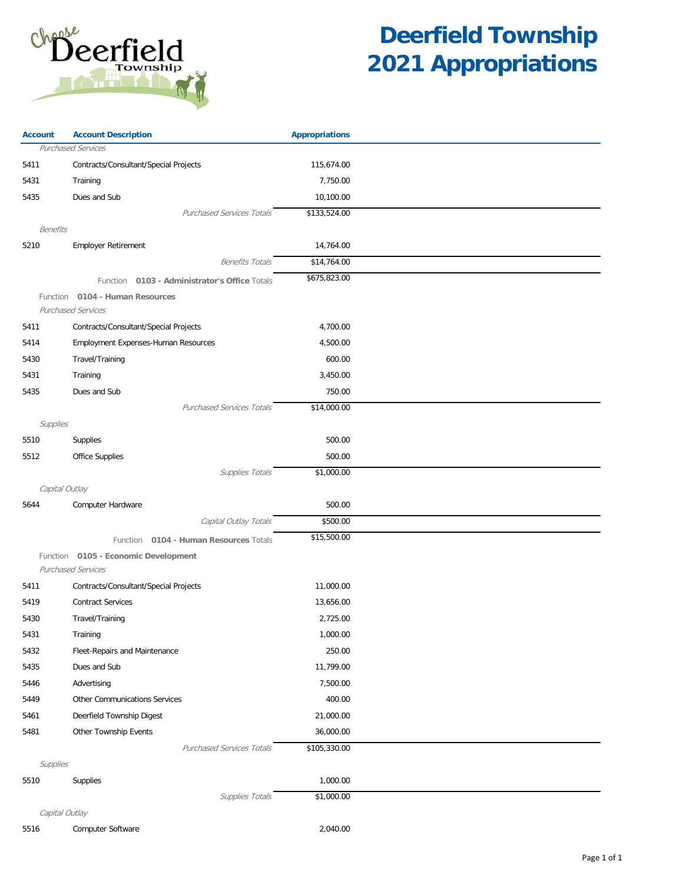# Deerfield Township 2021 Appropriations

| Account | Account Description | Appropriations |
|---|---|---|
| *Purchased Services* | | |
| 5411 | Contracts/Consultant/Special Projects | 115,674.00 |
| 5431 | Training | 7,750.00 |
| 5435 | Dues and Sub | 10,100.00 |
| | *Purchased Services Totals* | $133,524.00 |
| *Benefits* | | |
| 5210 | Employer Retirement | 14,764.00 |
| | *Benefits Totals* | $14,764.00 |
| | Function **0103 - Administrator's Office** Totals | $675,823.00 |
| Function **0104 - Human Resources** | | |
| *Purchased Services* | | |
| 5411 | Contracts/Consultant/Special Projects | 4,700.00 |
| 5414 | Employment Expenses-Human Resources | 4,500.00 |
| 5430 | Travel/Training | 600.00 |
| 5431 | Training | 3,450.00 |
| 5435 | Dues and Sub | 750.00 |
| | *Purchased Services Totals* | $14,000.00 |
| *Supplies* | | |
| 5510 | Supplies | 500.00 |
| 5512 | Office Supplies | 500.00 |
| | *Supplies Totals* | $1,000.00 |
| *Capital Outlay* | | |
| 5644 | Computer Hardware | 500.00 |
| | *Capital Outlay Totals* | $500.00 |
| | Function **0104 - Human Resources** Totals | $15,500.00 |
| Function **0105 - Economic Development** | | |
| *Purchased Services* | | |
| 5411 | Contracts/Consultant/Special Projects | 11,000.00 |
| 5419 | Contract Services | 13,656.00 |
| 5430 | Travel/Training | 2,725.00 |
| 5431 | Training | 1,000.00 |
| 5432 | Fleet-Repairs and Maintenance | 250.00 |
| 5435 | Dues and Sub | 11,799.00 |
| 5446 | Advertising | 7,500.00 |
| 5449 | Other Communications Services | 400.00 |
| 5461 | Deerfield Township Digest | 21,000.00 |
| 5481 | Other Township Events | 36,000.00 |
| | *Purchased Services Totals* | $105,330.00 |
| *Supplies* | | |
| 5510 | Supplies | 1,000.00 |
| | *Supplies Totals* | $1,000.00 |
| *Capital Outlay* | | |
| 5516 | Computer Software | 2,040.00 |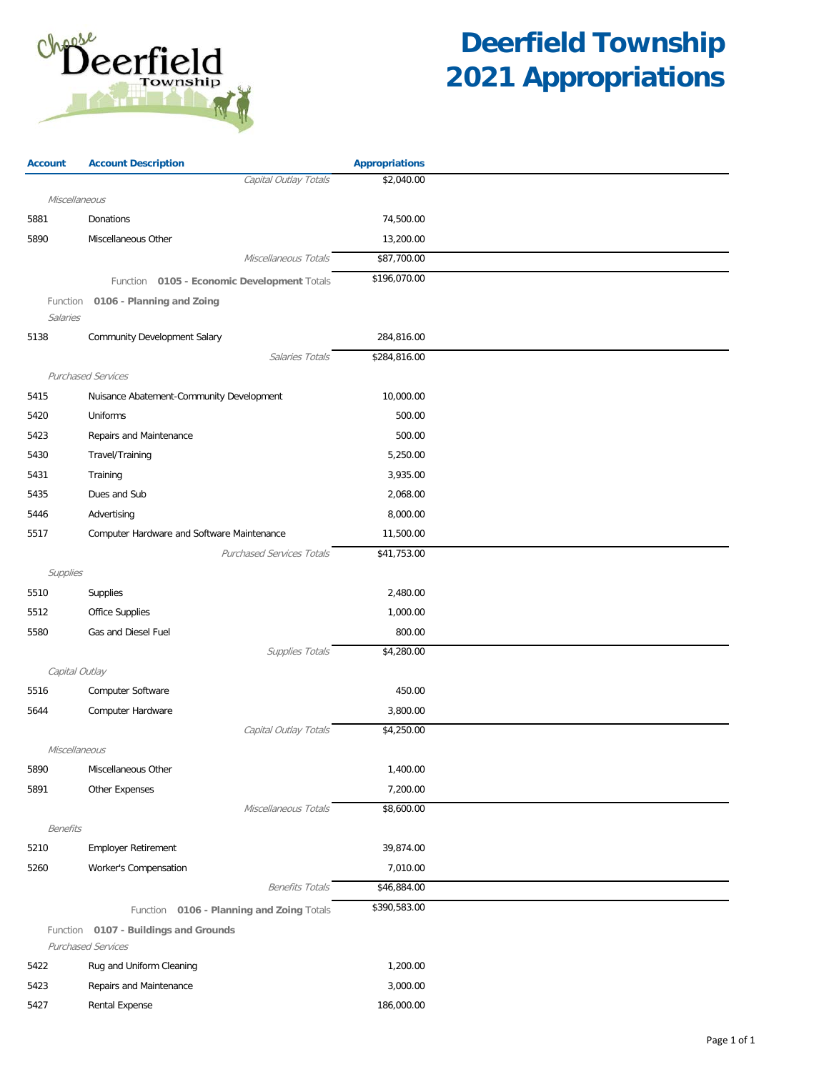# Deerfield Township 2021 Appropriations

| Account | Account Description | Appropriations |
|---|---|---|
| | *Capital Outlay Totals* | $2,040.00 |
| *Miscellaneous* | | |
| 5881 | Donations | 74,500.00 |
| 5890 | Miscellaneous Other | 13,200.00 |
| | *Miscellaneous Totals* | $87,700.00 |
| | Function **0105 - Economic Development** Totals | $196,070.00 |
| Function **0106 - Planning and Zoing** | | |
| *Salaries* | | |
| 5138 | Community Development Salary | 284,816.00 |
| | *Salaries Totals* | $284,816.00 |
| *Purchased Services* | | |
| 5415 | Nuisance Abatement-Community Development | 10,000.00 |
| 5420 | Uniforms | 500.00 |
| 5423 | Repairs and Maintenance | 500.00 |
| 5430 | Travel/Training | 5,250.00 |
| 5431 | Training | 3,935.00 |
| 5435 | Dues and Sub | 2,068.00 |
| 5446 | Advertising | 8,000.00 |
| 5517 | Computer Hardware and Software Maintenance | 11,500.00 |
| | *Purchased Services Totals* | $41,753.00 |
| *Supplies* | | |
| 5510 | Supplies | 2,480.00 |
| 5512 | Office Supplies | 1,000.00 |
| 5580 | Gas and Diesel Fuel | 800.00 |
| | *Supplies Totals* | $4,280.00 |
| *Capital Outlay* | | |
| 5516 | Computer Software | 450.00 |
| 5644 | Computer Hardware | 3,800.00 |
| | *Capital Outlay Totals* | $4,250.00 |
| *Miscellaneous* | | |
| 5890 | Miscellaneous Other | 1,400.00 |
| 5891 | Other Expenses | 7,200.00 |
| | *Miscellaneous Totals* | $8,600.00 |
| *Benefits* | | |
| 5210 | Employer Retirement | 39,874.00 |
| 5260 | Worker's Compensation | 7,010.00 |
| | *Benefits Totals* | $46,884.00 |
| | Function **0106 - Planning and Zoing** Totals | $390,583.00 |
| Function **0107 - Buildings and Grounds** | | |
| *Purchased Services* | | |
| 5422 | Rug and Uniform Cleaning | 1,200.00 |
| 5423 | Repairs and Maintenance | 3,000.00 |
| 5427 | Rental Expense | 186,000.00 |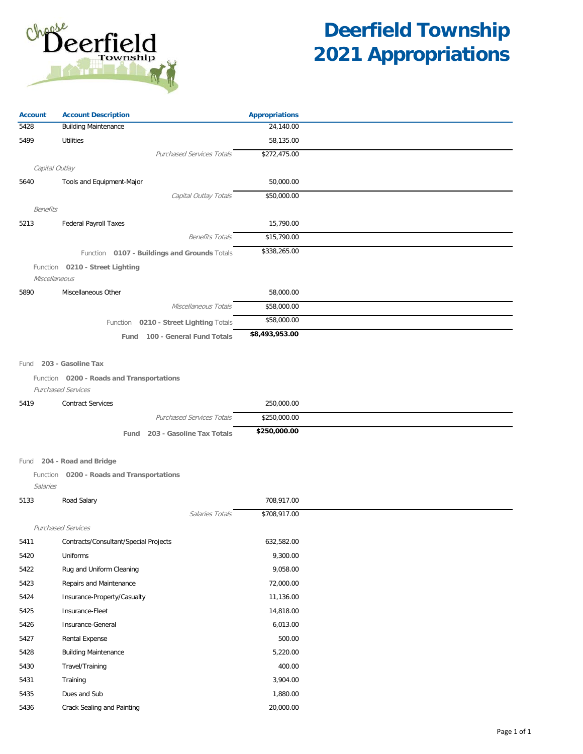# Deerfield Township 2021 Appropriations

| Account | Account Description | Appropriations |
|---|---|---|
| 5428 | Building Maintenance | 24,140.00 |
| 5499 | Utilities | 58,135.00 |
| | *Purchased Services Totals* | $272,475.00 |
| *Capital Outlay* | | |
| 5640 | Tools and Equipment-Major | 50,000.00 |
| | *Capital Outlay Totals* | $50,000.00 |
| *Benefits* | | |
| 5213 | Federal Payroll Taxes | 15,790.00 |
| | *Benefits Totals* | $15,790.00 |
| | Function **0107 - Buildings and Grounds** Totals | $338,265.00 |
| Function **0210 - Street Lighting** | | |
| *Miscellaneous* | | |
| 5890 | Miscellaneous Other | 58,000.00 |
| | *Miscellaneous Totals* | $58,000.00 |
| | Function **0210 - Street Lighting** Totals | $58,000.00 |
| | **Fund 100 - General Fund Totals** | **$8,493,953.00** |
| Fund **203 - Gasoline Tax** | | |
| Function **0200 - Roads and Transportations** | | |
| *Purchased Services* | | |
| 5419 | Contract Services | 250,000.00 |
| | *Purchased Services Totals* | $250,000.00 |
| | **Fund 203 - Gasoline Tax Totals** | **$250,000.00** |
| Fund **204 - Road and Bridge** | | |
| Function **0200 - Roads and Transportations** | | |
| *Salaries* | | |
| 5133 | Road Salary | 708,917.00 |
| | *Salaries Totals* | $708,917.00 |
| *Purchased Services* | | |
| 5411 | Contracts/Consultant/Special Projects | 632,582.00 |
| 5420 | Uniforms | 9,300.00 |
| 5422 | Rug and Uniform Cleaning | 9,058.00 |
| 5423 | Repairs and Maintenance | 72,000.00 |
| 5424 | Insurance-Property/Casualty | 11,136.00 |
| 5425 | Insurance-Fleet | 14,818.00 |
| 5426 | Insurance-General | 6,013.00 |
| 5427 | Rental Expense | 500.00 |
| 5428 | Building Maintenance | 5,220.00 |
| 5430 | Travel/Training | 400.00 |
| 5431 | Training | 3,904.00 |
| 5435 | Dues and Sub | 1,880.00 |
| 5436 | Crack Sealing and Painting | 20,000.00 |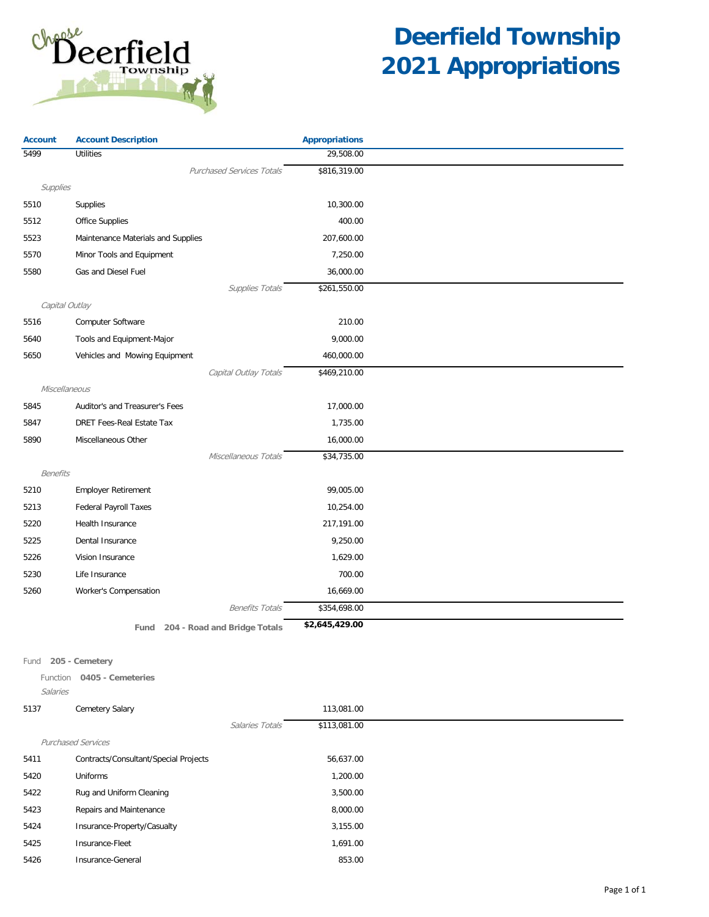# Deerfield Township 2021 Appropriations

| Account | Account Description | Appropriations |
|---|---|---|
| 5499 | Utilities | 29,508.00 |
| | *Purchased Services Totals* | $816,319.00 |
| *Supplies* | | |
| 5510 | Supplies | 10,300.00 |
| 5512 | Office Supplies | 400.00 |
| 5523 | Maintenance Materials and Supplies | 207,600.00 |
| 5570 | Minor Tools and Equipment | 7,250.00 |
| 5580 | Gas and Diesel Fuel | 36,000.00 |
| | *Supplies Totals* | $261,550.00 |
| *Capital Outlay* | | |
| 5516 | Computer Software | 210.00 |
| 5640 | Tools and Equipment-Major | 9,000.00 |
| 5650 | Vehicles and Mowing Equipment | 460,000.00 |
| | *Capital Outlay Totals* | $469,210.00 |
| *Miscellaneous* | | |
| 5845 | Auditor's and Treasurer's Fees | 17,000.00 |
| 5847 | DRET Fees-Real Estate Tax | 1,735.00 |
| 5890 | Miscellaneous Other | 16,000.00 |
| | *Miscellaneous Totals* | $34,735.00 |
| *Benefits* | | |
| 5210 | Employer Retirement | 99,005.00 |
| 5213 | Federal Payroll Taxes | 10,254.00 |
| 5220 | Health Insurance | 217,191.00 |
| 5225 | Dental Insurance | 9,250.00 |
| 5226 | Vision Insurance | 1,629.00 |
| 5230 | Life Insurance | 700.00 |
| 5260 | Worker's Compensation | 16,669.00 |
| | *Benefits Totals* | $354,698.00 |
| | **Fund 204 - Road and Bridge Totals** | **$2,645,429.00** |

Fund **205 - Cemetery**

Function **0405 - Cemeteries**

| Account | Account Description | Appropriations |
|---|---|---|
| *Salaries* | | |
| 5137 | Cemetery Salary | 113,081.00 |
| | *Salaries Totals* | $113,081.00 |
| *Purchased Services* | | |
| 5411 | Contracts/Consultant/Special Projects | 56,637.00 |
| 5420 | Uniforms | 1,200.00 |
| 5422 | Rug and Uniform Cleaning | 3,500.00 |
| 5423 | Repairs and Maintenance | 8,000.00 |
| 5424 | Insurance-Property/Casualty | 3,155.00 |
| 5425 | Insurance-Fleet | 1,691.00 |
| 5426 | Insurance-General | 853.00 |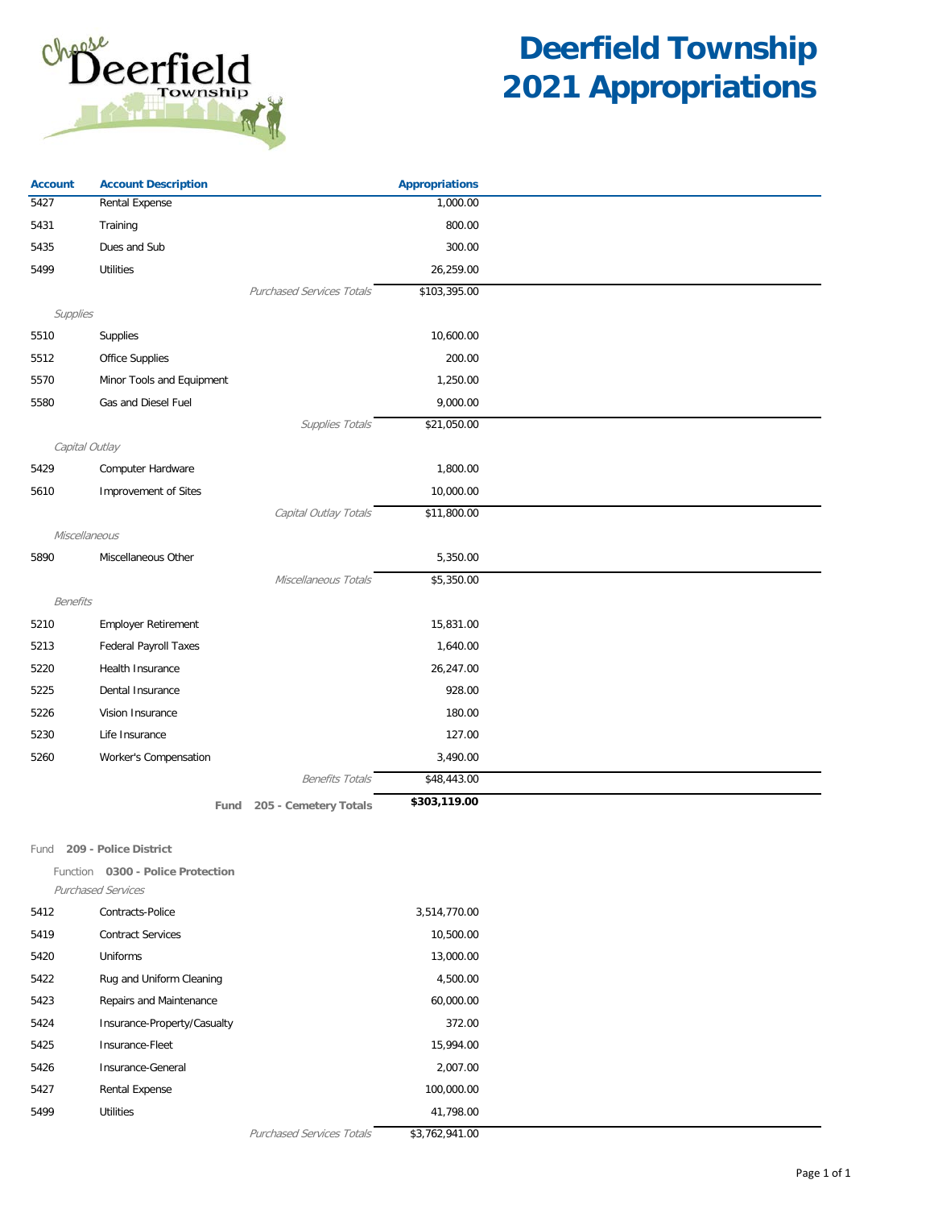# Deerfield Township 2021 Appropriations

| Account | Account Description | Appropriations |
|---|---|---|
| 5427 | Rental Expense | 1,000.00 |
| 5431 | Training | 800.00 |
| 5435 | Dues and Sub | 300.00 |
| 5499 | Utilities | 26,259.00 |
| | *Purchased Services Totals* | $103,395.00 |
| *Supplies* | | |
| 5510 | Supplies | 10,600.00 |
| 5512 | Office Supplies | 200.00 |
| 5570 | Minor Tools and Equipment | 1,250.00 |
| 5580 | Gas and Diesel Fuel | 9,000.00 |
| | *Supplies Totals* | $21,050.00 |
| *Capital Outlay* | | |
| 5429 | Computer Hardware | 1,800.00 |
| 5610 | Improvement of Sites | 10,000.00 |
| | *Capital Outlay Totals* | $11,800.00 |
| *Miscellaneous* | | |
| 5890 | Miscellaneous Other | 5,350.00 |
| | *Miscellaneous Totals* | $5,350.00 |
| *Benefits* | | |
| 5210 | Employer Retirement | 15,831.00 |
| 5213 | Federal Payroll Taxes | 1,640.00 |
| 5220 | Health Insurance | 26,247.00 |
| 5225 | Dental Insurance | 928.00 |
| 5226 | Vision Insurance | 180.00 |
| 5230 | Life Insurance | 127.00 |
| 5260 | Worker's Compensation | 3,490.00 |
| | *Benefits Totals* | $48,443.00 |
| | **Fund 205 - Cemetery Totals** | **$303,119.00** |

Fund **209 - Police District**

Function **0300 - Police Protection**

| Account | Account Description | Appropriations |
|---|---|---|
| *Purchased Services* | | |
| 5412 | Contracts-Police | 3,514,770.00 |
| 5419 | Contract Services | 10,500.00 |
| 5420 | Uniforms | 13,000.00 |
| 5422 | Rug and Uniform Cleaning | 4,500.00 |
| 5423 | Repairs and Maintenance | 60,000.00 |
| 5424 | Insurance-Property/Casualty | 372.00 |
| 5425 | Insurance-Fleet | 15,994.00 |
| 5426 | Insurance-General | 2,007.00 |
| 5427 | Rental Expense | 100,000.00 |
| 5499 | Utilities | 41,798.00 |
| | *Purchased Services Totals* | $3,762,941.00 |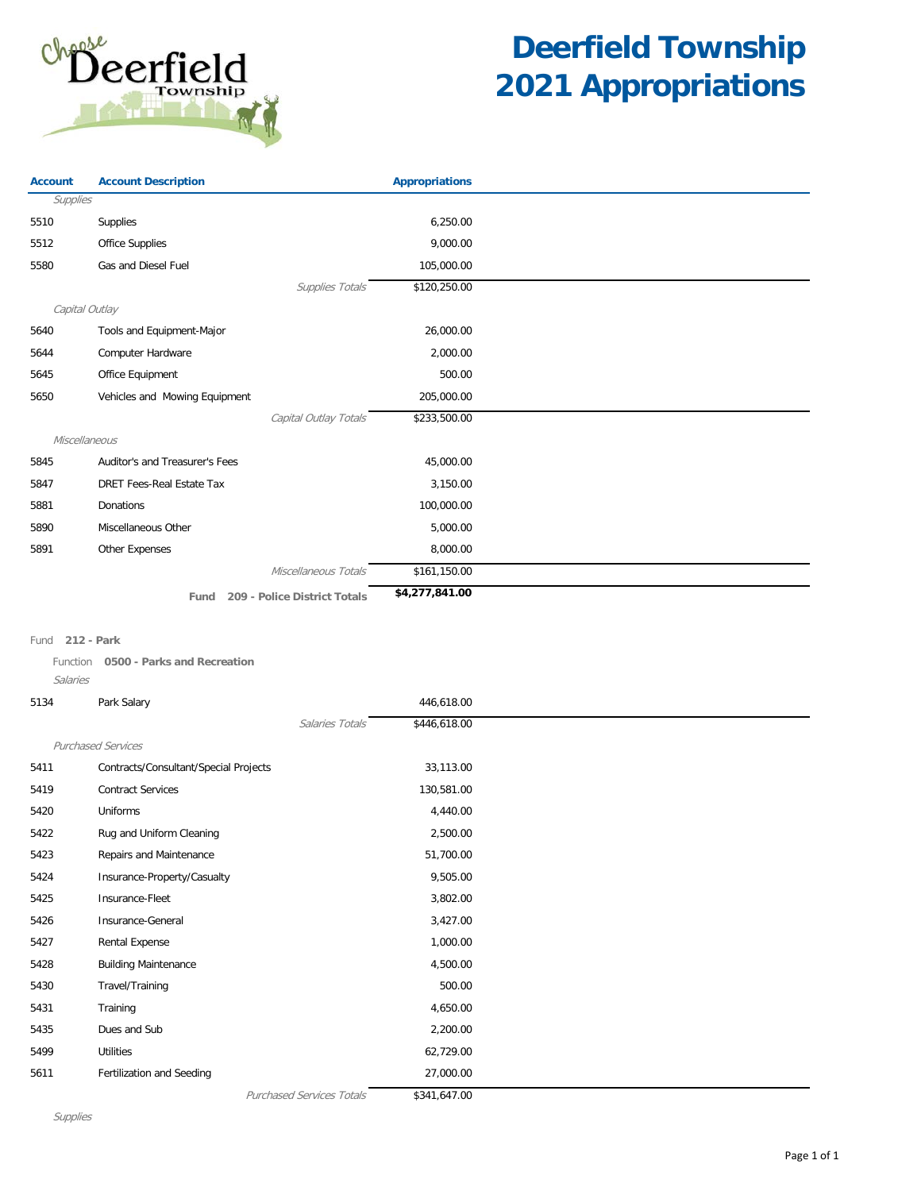# Deerfield Township 2021 Appropriations

| Account | Account Description | Appropriations |
|---|---|---|
| *Supplies* | | |
| 5510 | Supplies | 6,250.00 |
| 5512 | Office Supplies | 9,000.00 |
| 5580 | Gas and Diesel Fuel | 105,000.00 |
| | *Supplies Totals* | $120,250.00 |
| *Capital Outlay* | | |
| 5640 | Tools and Equipment-Major | 26,000.00 |
| 5644 | Computer Hardware | 2,000.00 |
| 5645 | Office Equipment | 500.00 |
| 5650 | Vehicles and Mowing Equipment | 205,000.00 |
| | *Capital Outlay Totals* | $233,500.00 |
| *Miscellaneous* | | |
| 5845 | Auditor's and Treasurer's Fees | 45,000.00 |
| 5847 | DRET Fees-Real Estate Tax | 3,150.00 |
| 5881 | Donations | 100,000.00 |
| 5890 | Miscellaneous Other | 5,000.00 |
| 5891 | Other Expenses | 8,000.00 |
| | *Miscellaneous Totals* | $161,150.00 |
| | **Fund 209 - Police District Totals** | **$4,277,841.00** |

Fund **212 - Park**

Function **0500 - Parks and Recreation**

| Account | Account Description | Appropriations |
|---|---|---|
| *Salaries* | | |
| 5134 | Park Salary | 446,618.00 |
| | *Salaries Totals* | $446,618.00 |
| *Purchased Services* | | |
| 5411 | Contracts/Consultant/Special Projects | 33,113.00 |
| 5419 | Contract Services | 130,581.00 |
| 5420 | Uniforms | 4,440.00 |
| 5422 | Rug and Uniform Cleaning | 2,500.00 |
| 5423 | Repairs and Maintenance | 51,700.00 |
| 5424 | Insurance-Property/Casualty | 9,505.00 |
| 5425 | Insurance-Fleet | 3,802.00 |
| 5426 | Insurance-General | 3,427.00 |
| 5427 | Rental Expense | 1,000.00 |
| 5428 | Building Maintenance | 4,500.00 |
| 5430 | Travel/Training | 500.00 |
| 5431 | Training | 4,650.00 |
| 5435 | Dues and Sub | 2,200.00 |
| 5499 | Utilities | 62,729.00 |
| 5611 | Fertilization and Seeding | 27,000.00 |
| | *Purchased Services Totals* | $341,647.00 |

*Supplies*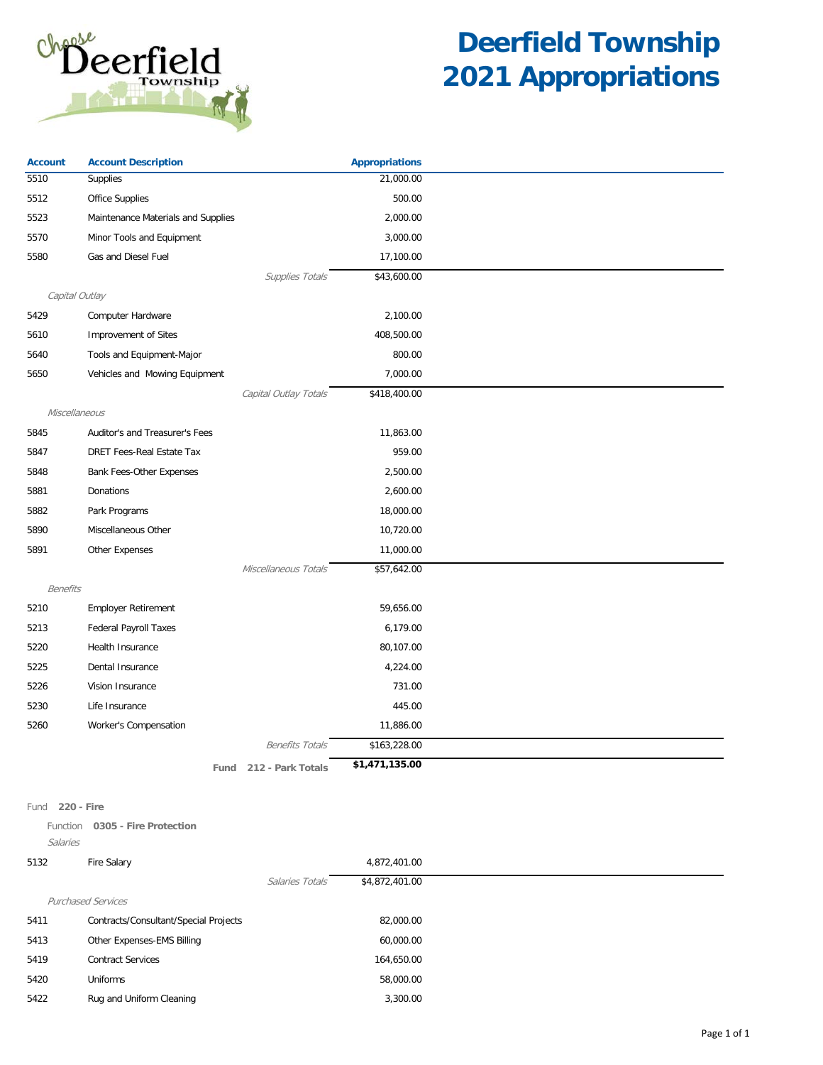# Deerfield Township 2021 Appropriations

| Account | Account Description | Appropriations |
|---|---|---|
| 5510 | Supplies | 21,000.00 |
| 5512 | Office Supplies | 500.00 |
| 5523 | Maintenance Materials and Supplies | 2,000.00 |
| 5570 | Minor Tools and Equipment | 3,000.00 |
| 5580 | Gas and Diesel Fuel | 17,100.00 |
| | *Supplies Totals* | $43,600.00 |
| *Capital Outlay* | | |
| 5429 | Computer Hardware | 2,100.00 |
| 5610 | Improvement of Sites | 408,500.00 |
| 5640 | Tools and Equipment-Major | 800.00 |
| 5650 | Vehicles and Mowing Equipment | 7,000.00 |
| | *Capital Outlay Totals* | $418,400.00 |
| *Miscellaneous* | | |
| 5845 | Auditor's and Treasurer's Fees | 11,863.00 |
| 5847 | DRET Fees-Real Estate Tax | 959.00 |
| 5848 | Bank Fees-Other Expenses | 2,500.00 |
| 5881 | Donations | 2,600.00 |
| 5882 | Park Programs | 18,000.00 |
| 5890 | Miscellaneous Other | 10,720.00 |
| 5891 | Other Expenses | 11,000.00 |
| | *Miscellaneous Totals* | $57,642.00 |
| *Benefits* | | |
| 5210 | Employer Retirement | 59,656.00 |
| 5213 | Federal Payroll Taxes | 6,179.00 |
| 5220 | Health Insurance | 80,107.00 |
| 5225 | Dental Insurance | 4,224.00 |
| 5226 | Vision Insurance | 731.00 |
| 5230 | Life Insurance | 445.00 |
| 5260 | Worker's Compensation | 11,886.00 |
| | *Benefits Totals* | $163,228.00 |
| | **Fund 212 - Park Totals** | **$1,471,135.00** |

Fund **220 - Fire**

Function **0305 - Fire Protection**

| Account | Account Description | Appropriations |
|---|---|---|
| *Salaries* | | |
| 5132 | Fire Salary | 4,872,401.00 |
| | *Salaries Totals* | $4,872,401.00 |
| *Purchased Services* | | |
| 5411 | Contracts/Consultant/Special Projects | 82,000.00 |
| 5413 | Other Expenses-EMS Billing | 60,000.00 |
| 5419 | Contract Services | 164,650.00 |
| 5420 | Uniforms | 58,000.00 |
| 5422 | Rug and Uniform Cleaning | 3,300.00 |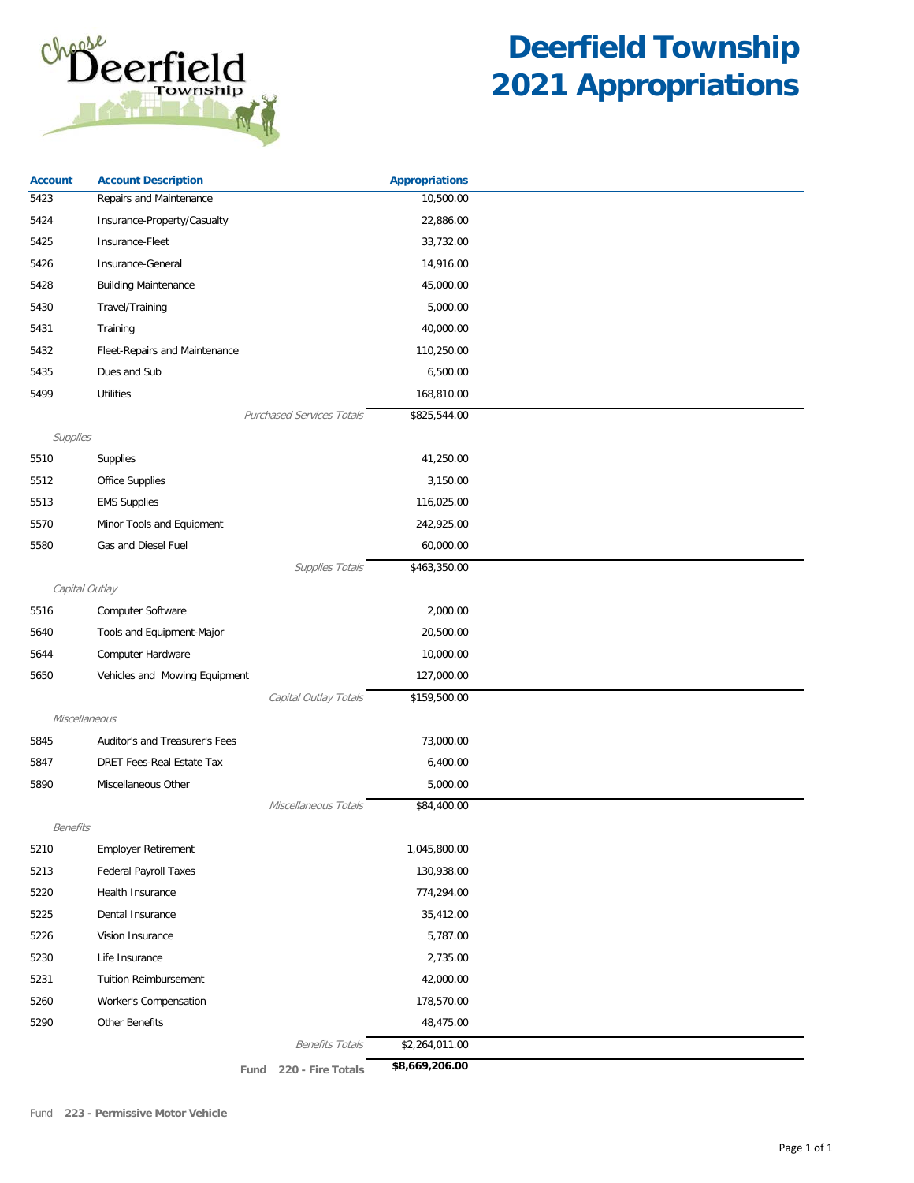# Deerfield Township 2021 Appropriations

| Account | Account Description | Appropriations |
|---|---|---|
| 5423 | Repairs and Maintenance | 10,500.00 |
| 5424 | Insurance-Property/Casualty | 22,886.00 |
| 5425 | Insurance-Fleet | 33,732.00 |
| 5426 | Insurance-General | 14,916.00 |
| 5428 | Building Maintenance | 45,000.00 |
| 5430 | Travel/Training | 5,000.00 |
| 5431 | Training | 40,000.00 |
| 5432 | Fleet-Repairs and Maintenance | 110,250.00 |
| 5435 | Dues and Sub | 6,500.00 |
| 5499 | Utilities | 168,810.00 |
| | *Purchased Services Totals* | $825,544.00 |
| *Supplies* | | |
| 5510 | Supplies | 41,250.00 |
| 5512 | Office Supplies | 3,150.00 |
| 5513 | EMS Supplies | 116,025.00 |
| 5570 | Minor Tools and Equipment | 242,925.00 |
| 5580 | Gas and Diesel Fuel | 60,000.00 |
| | *Supplies Totals* | $463,350.00 |
| *Capital Outlay* | | |
| 5516 | Computer Software | 2,000.00 |
| 5640 | Tools and Equipment-Major | 20,500.00 |
| 5644 | Computer Hardware | 10,000.00 |
| 5650 | Vehicles and Mowing Equipment | 127,000.00 |
| | *Capital Outlay Totals* | $159,500.00 |
| *Miscellaneous* | | |
| 5845 | Auditor's and Treasurer's Fees | 73,000.00 |
| 5847 | DRET Fees-Real Estate Tax | 6,400.00 |
| 5890 | Miscellaneous Other | 5,000.00 |
| | *Miscellaneous Totals* | $84,400.00 |
| *Benefits* | | |
| 5210 | Employer Retirement | 1,045,800.00 |
| 5213 | Federal Payroll Taxes | 130,938.00 |
| 5220 | Health Insurance | 774,294.00 |
| 5225 | Dental Insurance | 35,412.00 |
| 5226 | Vision Insurance | 5,787.00 |
| 5230 | Life Insurance | 2,735.00 |
| 5231 | Tuition Reimbursement | 42,000.00 |
| 5260 | Worker's Compensation | 178,570.00 |
| 5290 | Other Benefits | 48,475.00 |
| | *Benefits Totals* | $2,264,011.00 |
| | **Fund 220 - Fire Totals** | **$8,669,206.00** |

Fund **223 - Permissive Motor Vehicle**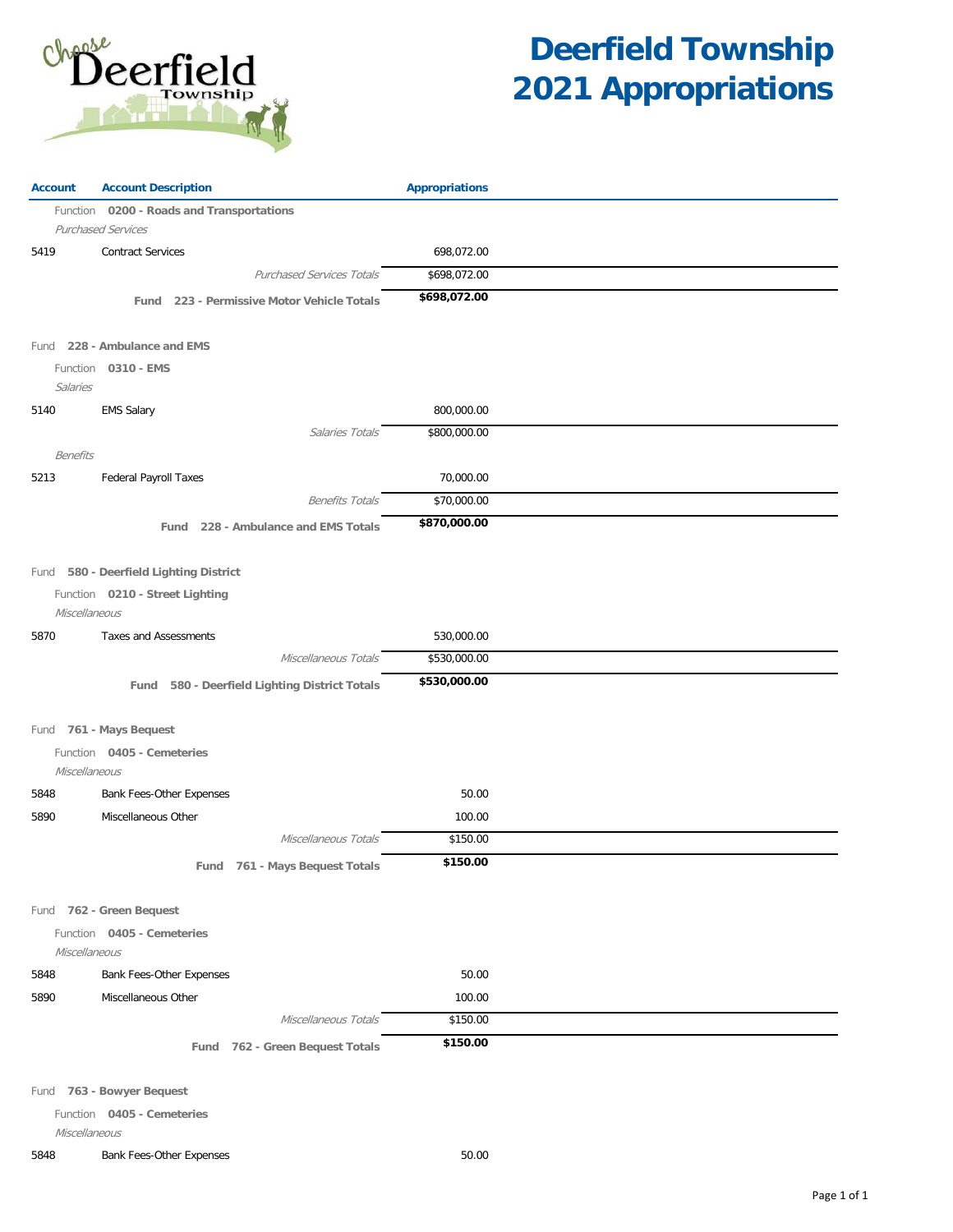# Deerfield Township 2021 Appropriations

| Account | Account Description | Appropriations |
|---|---|---|
| | Function **0200 - Roads and Transportations** | |
| | *Purchased Services* | |
| 5419 | Contract Services | 698,072.00 |
| | *Purchased Services Totals* | $698,072.00 |
| | **Fund 223 - Permissive Motor Vehicle Totals** | **$698,072.00** |
| | Fund **228 - Ambulance and EMS** | |
| | Function **0310 - EMS** | |
| | *Salaries* | |
| 5140 | EMS Salary | 800,000.00 |
| | *Salaries Totals* | $800,000.00 |
| | *Benefits* | |
| 5213 | Federal Payroll Taxes | 70,000.00 |
| | *Benefits Totals* | $70,000.00 |
| | **Fund 228 - Ambulance and EMS Totals** | **$870,000.00** |
| | Fund **580 - Deerfield Lighting District** | |
| | Function **0210 - Street Lighting** | |
| | *Miscellaneous* | |
| 5870 | Taxes and Assessments | 530,000.00 |
| | *Miscellaneous Totals* | $530,000.00 |
| | **Fund 580 - Deerfield Lighting District Totals** | **$530,000.00** |
| | Fund **761 - Mays Bequest** | |
| | Function **0405 - Cemeteries** | |
| | *Miscellaneous* | |
| 5848 | Bank Fees-Other Expenses | 50.00 |
| 5890 | Miscellaneous Other | 100.00 |
| | *Miscellaneous Totals* | $150.00 |
| | **Fund 761 - Mays Bequest Totals** | **$150.00** |
| | Fund **762 - Green Bequest** | |
| | Function **0405 - Cemeteries** | |
| | *Miscellaneous* | |
| 5848 | Bank Fees-Other Expenses | 50.00 |
| 5890 | Miscellaneous Other | 100.00 |
| | *Miscellaneous Totals* | $150.00 |
| | **Fund 762 - Green Bequest Totals** | **$150.00** |
| | Fund **763 - Bowyer Bequest** | |
| | Function **0405 - Cemeteries** | |
| | *Miscellaneous* | |
| 5848 | Bank Fees-Other Expenses | 50.00 |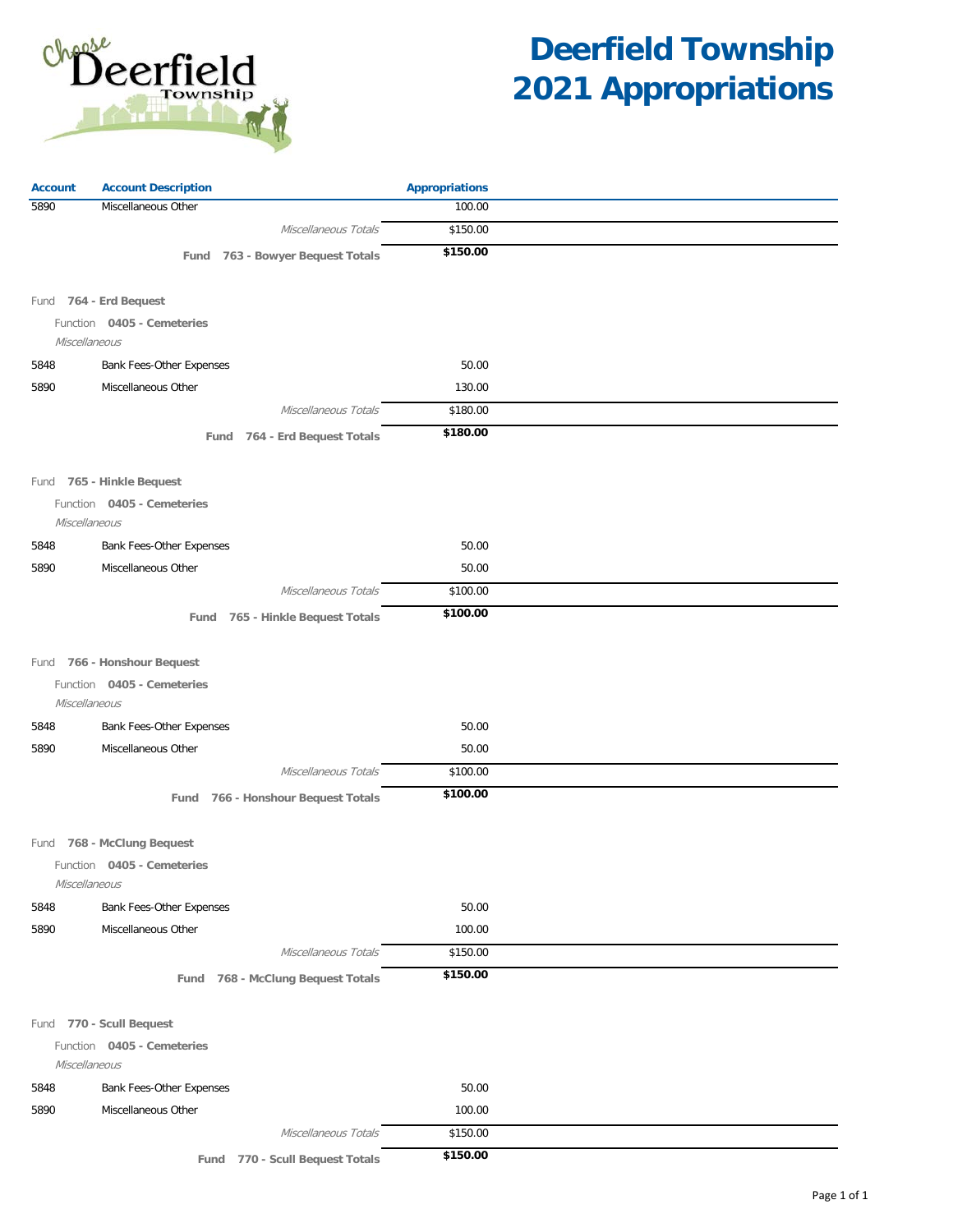# Deerfield Township 2021 Appropriations

| Account | Account Description | Appropriations |
|---|---|---|
| 5890 | Miscellaneous Other | 100.00 |
| | *Miscellaneous Totals* | $150.00 |
| | **Fund 763 - Bowyer Bequest Totals** | **$150.00** |
| | | |
| Fund **764 - Erd Bequest** | | |
| Function **0405 - Cemeteries** | | |
| *Miscellaneous* | | |
| 5848 | Bank Fees-Other Expenses | 50.00 |
| 5890 | Miscellaneous Other | 130.00 |
| | *Miscellaneous Totals* | $180.00 |
| | **Fund 764 - Erd Bequest Totals** | **$180.00** |
| | | |
| Fund **765 - Hinkle Bequest** | | |
| Function **0405 - Cemeteries** | | |
| *Miscellaneous* | | |
| 5848 | Bank Fees-Other Expenses | 50.00 |
| 5890 | Miscellaneous Other | 50.00 |
| | *Miscellaneous Totals* | $100.00 |
| | **Fund 765 - Hinkle Bequest Totals** | **$100.00** |
| | | |
| Fund **766 - Honshour Bequest** | | |
| Function **0405 - Cemeteries** | | |
| *Miscellaneous* | | |
| 5848 | Bank Fees-Other Expenses | 50.00 |
| 5890 | Miscellaneous Other | 50.00 |
| | *Miscellaneous Totals* | $100.00 |
| | **Fund 766 - Honshour Bequest Totals** | **$100.00** |
| | | |
| Fund **768 - McClung Bequest** | | |
| Function **0405 - Cemeteries** | | |
| *Miscellaneous* | | |
| 5848 | Bank Fees-Other Expenses | 50.00 |
| 5890 | Miscellaneous Other | 100.00 |
| | *Miscellaneous Totals* | $150.00 |
| | **Fund 768 - McClung Bequest Totals** | **$150.00** |
| | | |
| Fund **770 - Scull Bequest** | | |
| Function **0405 - Cemeteries** | | |
| *Miscellaneous* | | |
| 5848 | Bank Fees-Other Expenses | 50.00 |
| 5890 | Miscellaneous Other | 100.00 |
| | *Miscellaneous Totals* | $150.00 |
| | **Fund 770 - Scull Bequest Totals** | **$150.00** |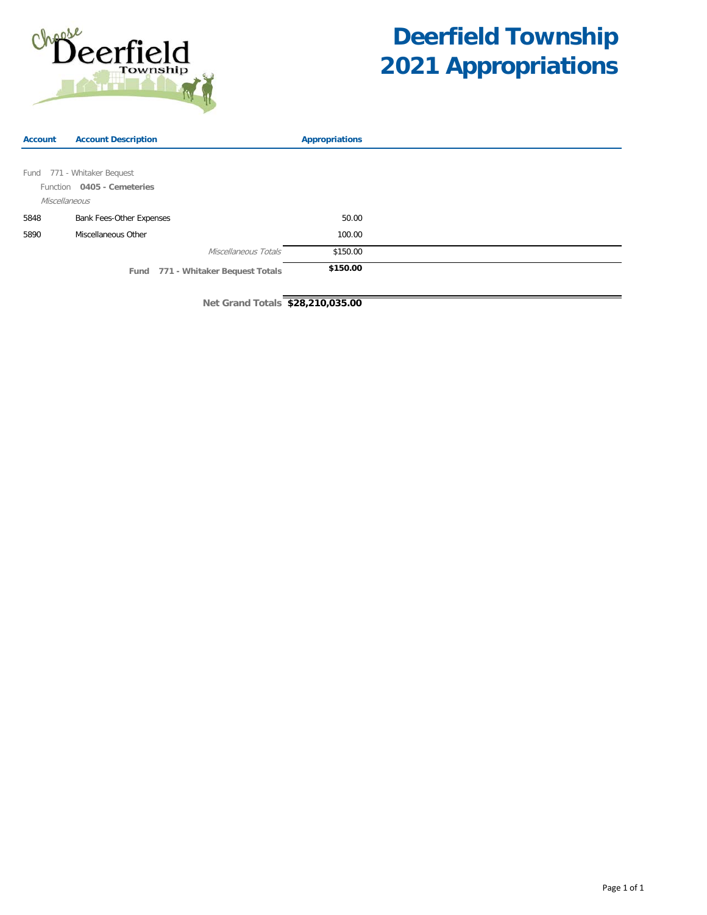# Deerfield Township 2021 Appropriations

| Account | Account Description | Appropriations |
| --- | --- | --- |
| Fund 771 - Whitaker Bequest | | |
| Function **0405 - Cemeteries** | | |
| *Miscellaneous* | | |
| 5848 | Bank Fees-Other Expenses | 50.00 |
| 5890 | Miscellaneous Other | 100.00 |
| | *Miscellaneous Totals* | $150.00 |
| | **Fund 771 - Whitaker Bequest Totals** | **$150.00** |
| | **Net Grand Totals** | **$28,210,035.00** |